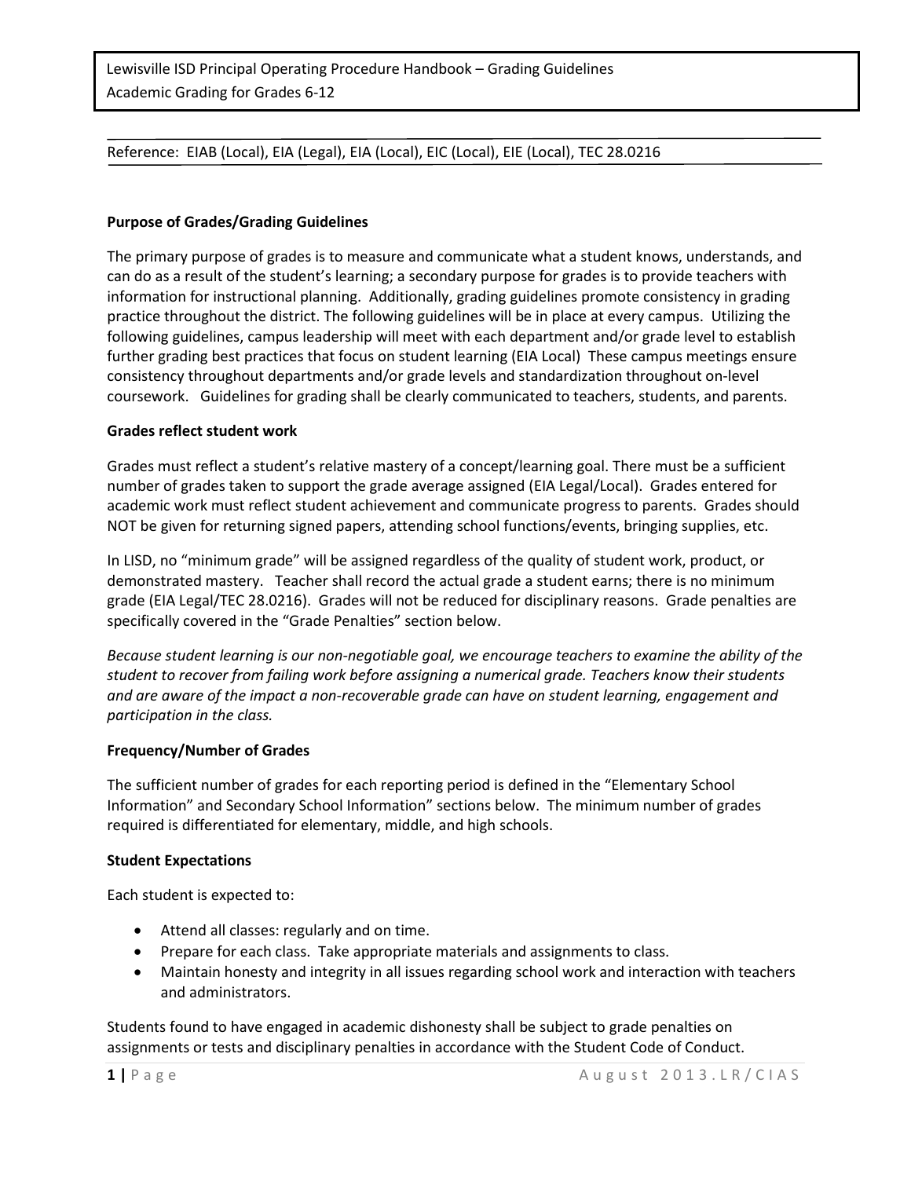Lewisville ISD Principal Operating Procedure Handbook – Grading Guidelines
Academic Grading for Grades 6-12

Reference: EIAB (Local), EIA (Legal), EIA (Local), EIC (Local), EIE (Local), TEC 28.0216

**Purpose of Grades/Grading Guidelines**

The primary purpose of grades is to measure and communicate what a student knows, understands, and can do as a result of the student's learning; a secondary purpose for grades is to provide teachers with information for instructional planning. Additionally, grading guidelines promote consistency in grading practice throughout the district. The following guidelines will be in place at every campus. Utilizing the following guidelines, campus leadership will meet with each department and/or grade level to establish further grading best practices that focus on student learning (EIA Local) These campus meetings ensure consistency throughout departments and/or grade levels and standardization throughout on-level coursework. Guidelines for grading shall be clearly communicated to teachers, students, and parents.

**Grades reflect student work**

Grades must reflect a student's relative mastery of a concept/learning goal. There must be a sufficient number of grades taken to support the grade average assigned (EIA Legal/Local). Grades entered for academic work must reflect student achievement and communicate progress to parents. Grades should NOT be given for returning signed papers, attending school functions/events, bringing supplies, etc.

In LISD, no "minimum grade" will be assigned regardless of the quality of student work, product, or demonstrated mastery. Teacher shall record the actual grade a student earns; there is no minimum grade (EIA Legal/TEC 28.0216). Grades will not be reduced for disciplinary reasons. Grade penalties are specifically covered in the "Grade Penalties" section below.

*Because student learning is our non-negotiable goal, we encourage teachers to examine the ability of the student to recover from failing work before assigning a numerical grade. Teachers know their students and are aware of the impact a non-recoverable grade can have on student learning, engagement and participation in the class.*

**Frequency/Number of Grades**

The sufficient number of grades for each reporting period is defined in the "Elementary School Information" and Secondary School Information" sections below. The minimum number of grades required is differentiated for elementary, middle, and high schools.

**Student Expectations**

Each student is expected to:

- Attend all classes: regularly and on time.
- Prepare for each class. Take appropriate materials and assignments to class.
- Maintain honesty and integrity in all issues regarding school work and interaction with teachers and administrators.

Students found to have engaged in academic dishonesty shall be subject to grade penalties on assignments or tests and disciplinary penalties in accordance with the Student Code of Conduct.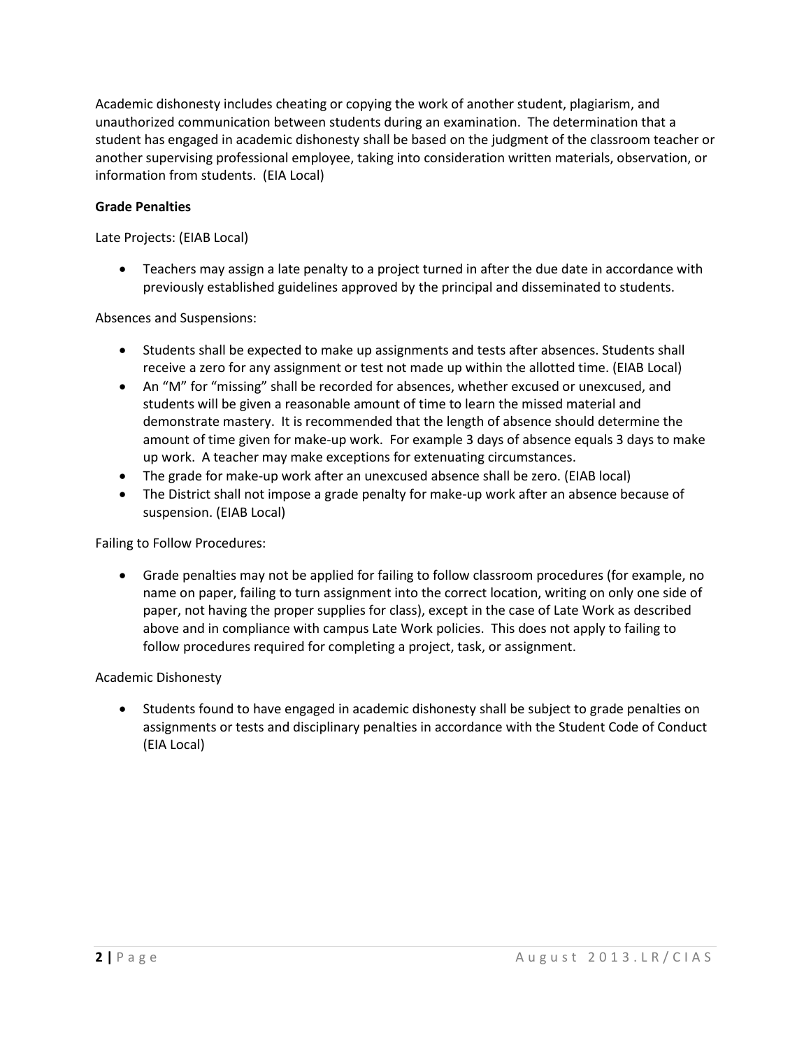Academic dishonesty includes cheating or copying the work of another student, plagiarism, and unauthorized communication between students during an examination. The determination that a student has engaged in academic dishonesty shall be based on the judgment of the classroom teacher or another supervising professional employee, taking into consideration written materials, observation, or information from students. (EIA Local)

**Grade Penalties**

Late Projects: (EIAB Local)

- Teachers may assign a late penalty to a project turned in after the due date in accordance with previously established guidelines approved by the principal and disseminated to students.

Absences and Suspensions:

- Students shall be expected to make up assignments and tests after absences. Students shall receive a zero for any assignment or test not made up within the allotted time. (EIAB Local)
- An "M" for "missing" shall be recorded for absences, whether excused or unexcused, and students will be given a reasonable amount of time to learn the missed material and demonstrate mastery. It is recommended that the length of absence should determine the amount of time given for make-up work. For example 3 days of absence equals 3 days to make up work. A teacher may make exceptions for extenuating circumstances.
- The grade for make-up work after an unexcused absence shall be zero. (EIAB local)
- The District shall not impose a grade penalty for make-up work after an absence because of suspension. (EIAB Local)

Failing to Follow Procedures:

- Grade penalties may not be applied for failing to follow classroom procedures (for example, no name on paper, failing to turn assignment into the correct location, writing on only one side of paper, not having the proper supplies for class), except in the case of Late Work as described above and in compliance with campus Late Work policies. This does not apply to failing to follow procedures required for completing a project, task, or assignment.

Academic Dishonesty

- Students found to have engaged in academic dishonesty shall be subject to grade penalties on assignments or tests and disciplinary penalties in accordance with the Student Code of Conduct (EIA Local)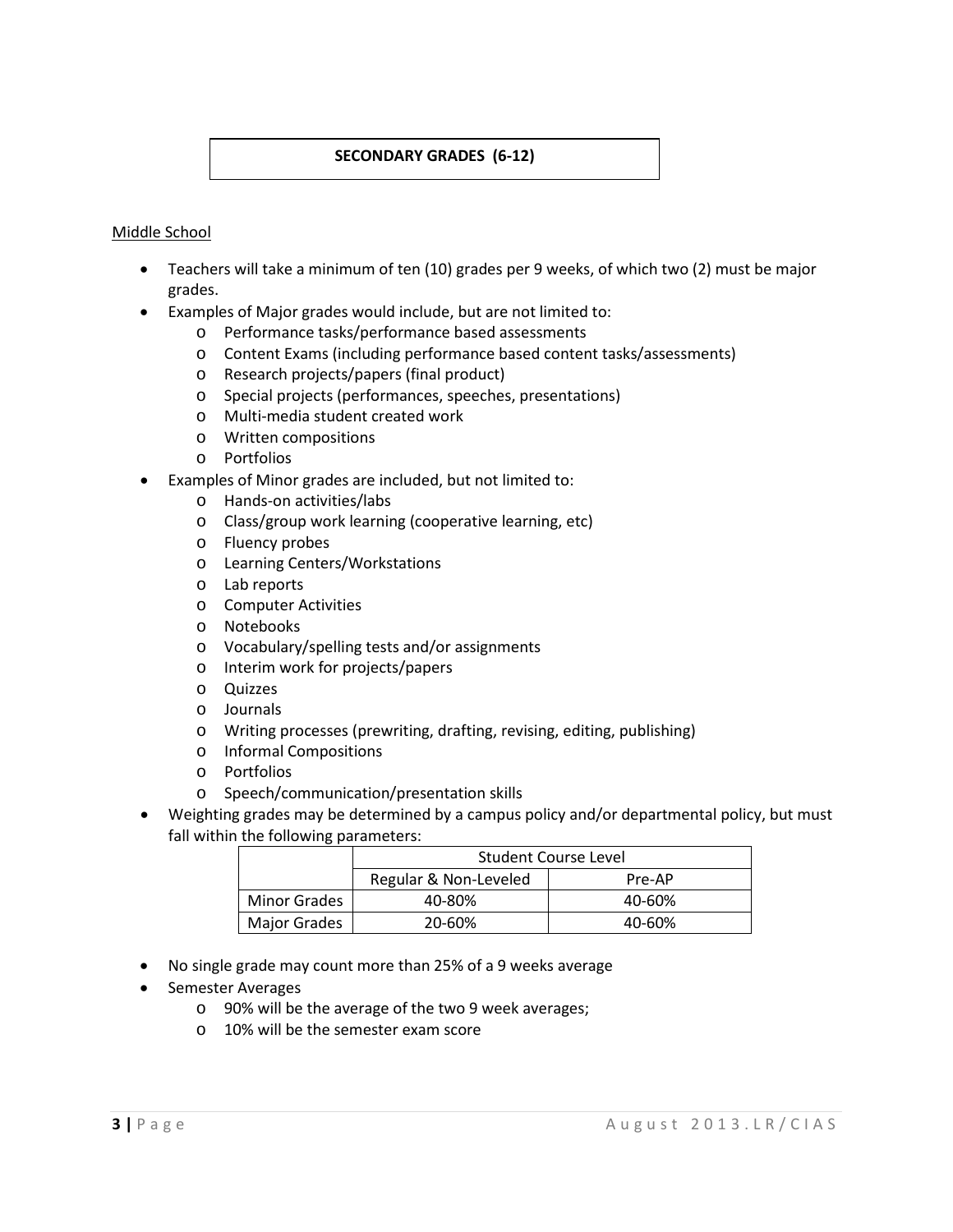**SECONDARY GRADES (6-12)**

Middle School

- Teachers will take a minimum of ten (10) grades per 9 weeks, of which two (2) must be major grades.
- Examples of Major grades would include, but are not limited to:
    - Performance tasks/performance based assessments
    - Content Exams (including performance based content tasks/assessments)
    - Research projects/papers (final product)
    - Special projects (performances, speeches, presentations)
    - Multi-media student created work
    - Written compositions
    - Portfolios
- Examples of Minor grades are included, but not limited to:
    - Hands-on activities/labs
    - Class/group work learning (cooperative learning, etc)
    - Fluency probes
    - Learning Centers/Workstations
    - Lab reports
    - Computer Activities
    - Notebooks
    - Vocabulary/spelling tests and/or assignments
    - Interim work for projects/papers
    - Quizzes
    - Journals
    - Writing processes (prewriting, drafting, revising, editing, publishing)
    - Informal Compositions
    - Portfolios
    - Speech/communication/presentation skills
- Weighting grades may be determined by a campus policy and/or departmental policy, but must fall within the following parameters:

| | Student Course Level | |
|---|---|---|
| | Regular & Non-Leveled | Pre-AP |
| Minor Grades | 40-80% | 40-60% |
| Major Grades | 20-60% | 40-60% |

- No single grade may count more than 25% of a 9 weeks average
- Semester Averages
    - 90% will be the average of the two 9 week averages;
    - 10% will be the semester exam score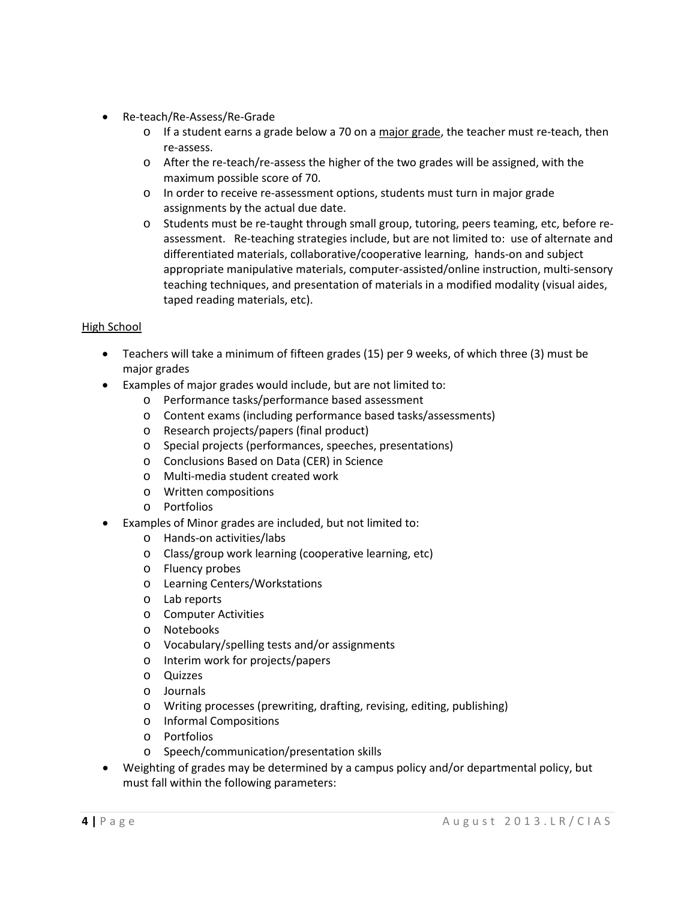- Re-teach/Re-Assess/Re-Grade
  - If a student earns a grade below a 70 on a <u>major grade</u>, the teacher must re-teach, then re-assess.
  - After the re-teach/re-assess the higher of the two grades will be assigned, with the maximum possible score of 70.
  - In order to receive re-assessment options, students must turn in major grade assignments by the actual due date.
  - Students must be re-taught through small group, tutoring, peers teaming, etc, before re-assessment. Re-teaching strategies include, but are not limited to: use of alternate and differentiated materials, collaborative/cooperative learning, hands-on and subject appropriate manipulative materials, computer-assisted/online instruction, multi-sensory teaching techniques, and presentation of materials in a modified modality (visual aides, taped reading materials, etc).

<u>High School</u>

- Teachers will take a minimum of fifteen grades (15) per 9 weeks, of which three (3) must be major grades
- Examples of major grades would include, but are not limited to:
  - Performance tasks/performance based assessment
  - Content exams (including performance based tasks/assessments)
  - Research projects/papers (final product)
  - Special projects (performances, speeches, presentations)
  - Conclusions Based on Data (CER) in Science
  - Multi-media student created work
  - Written compositions
  - Portfolios
- Examples of Minor grades are included, but not limited to:
  - Hands-on activities/labs
  - Class/group work learning (cooperative learning, etc)
  - Fluency probes
  - Learning Centers/Workstations
  - Lab reports
  - Computer Activities
  - Notebooks
  - Vocabulary/spelling tests and/or assignments
  - Interim work for projects/papers
  - Quizzes
  - Journals
  - Writing processes (prewriting, drafting, revising, editing, publishing)
  - Informal Compositions
  - Portfolios
  - Speech/communication/presentation skills
- Weighting of grades may be determined by a campus policy and/or departmental policy, but must fall within the following parameters: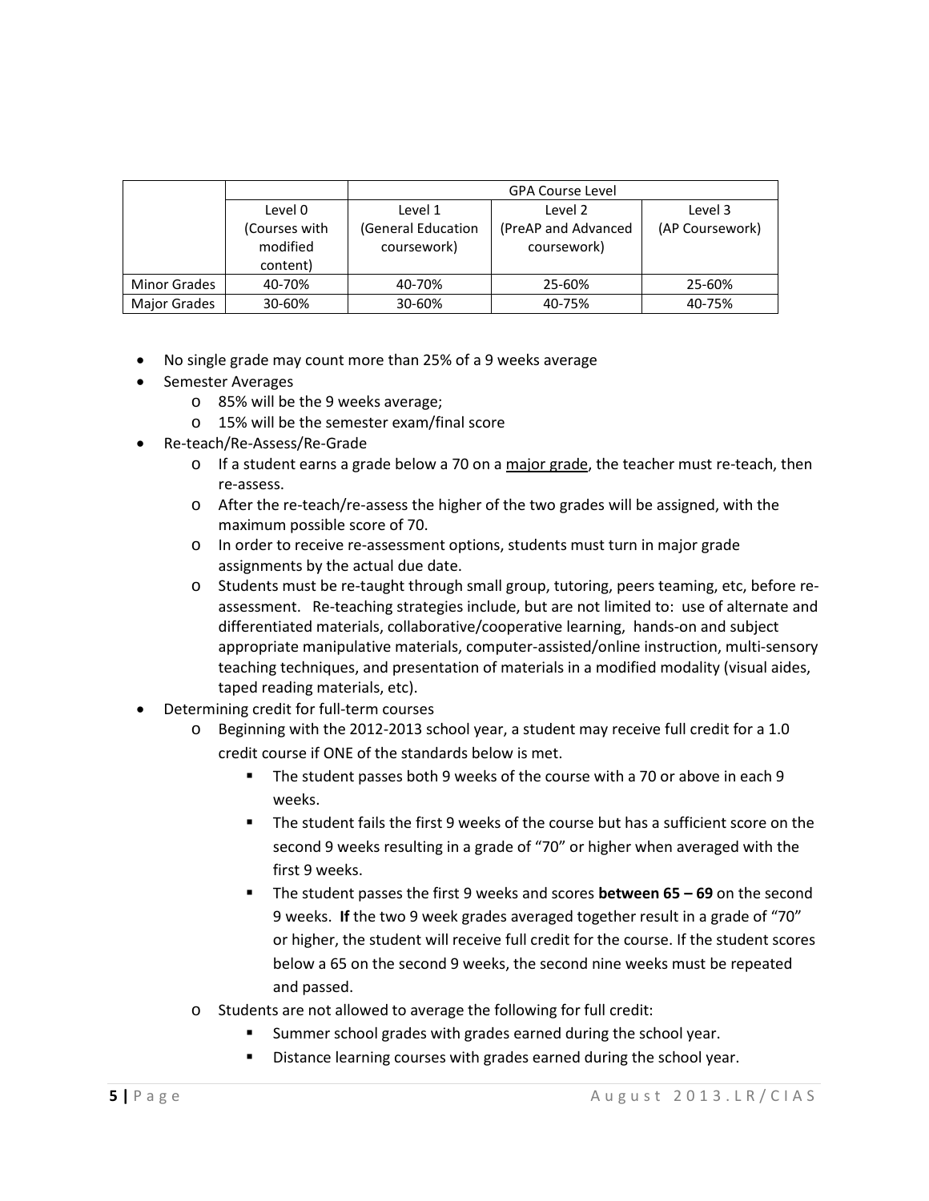| | | GPA Course Level | | |
|---|---|---|---|---|
| | Level 0 (Courses with modified content) | Level 1 (General Education coursework) | Level 2 (PreAP and Advanced coursework) | Level 3 (AP Coursework) |
| Minor Grades | 40-70% | 40-70% | 25-60% | 25-60% |
| Major Grades | 30-60% | 30-60% | 40-75% | 40-75% |

- No single grade may count more than 25% of a 9 weeks average
- Semester Averages
  - 85% will be the 9 weeks average;
  - 15% will be the semester exam/final score
- Re-teach/Re-Assess/Re-Grade
  - If a student earns a grade below a 70 on a <u>major grade</u>, the teacher must re-teach, then re-assess.
  - After the re-teach/re-assess the higher of the two grades will be assigned, with the maximum possible score of 70.
  - In order to receive re-assessment options, students must turn in major grade assignments by the actual due date.
  - Students must be re-taught through small group, tutoring, peers teaming, etc, before re-assessment. Re-teaching strategies include, but are not limited to: use of alternate and differentiated materials, collaborative/cooperative learning, hands-on and subject appropriate manipulative materials, computer-assisted/online instruction, multi-sensory teaching techniques, and presentation of materials in a modified modality (visual aides, taped reading materials, etc).
- Determining credit for full-term courses
  - Beginning with the 2012-2013 school year, a student may receive full credit for a 1.0 credit course if ONE of the standards below is met.
    - The student passes both 9 weeks of the course with a 70 or above in each 9 weeks.
    - The student fails the first 9 weeks of the course but has a sufficient score on the second 9 weeks resulting in a grade of "70" or higher when averaged with the first 9 weeks.
    - The student passes the first 9 weeks and scores **between 65 – 69** on the second 9 weeks. **If** the two 9 week grades averaged together result in a grade of "70" or higher, the student will receive full credit for the course. If the student scores below a 65 on the second 9 weeks, the second nine weeks must be repeated and passed.
  - Students are not allowed to average the following for full credit:
    - Summer school grades with grades earned during the school year.
    - Distance learning courses with grades earned during the school year.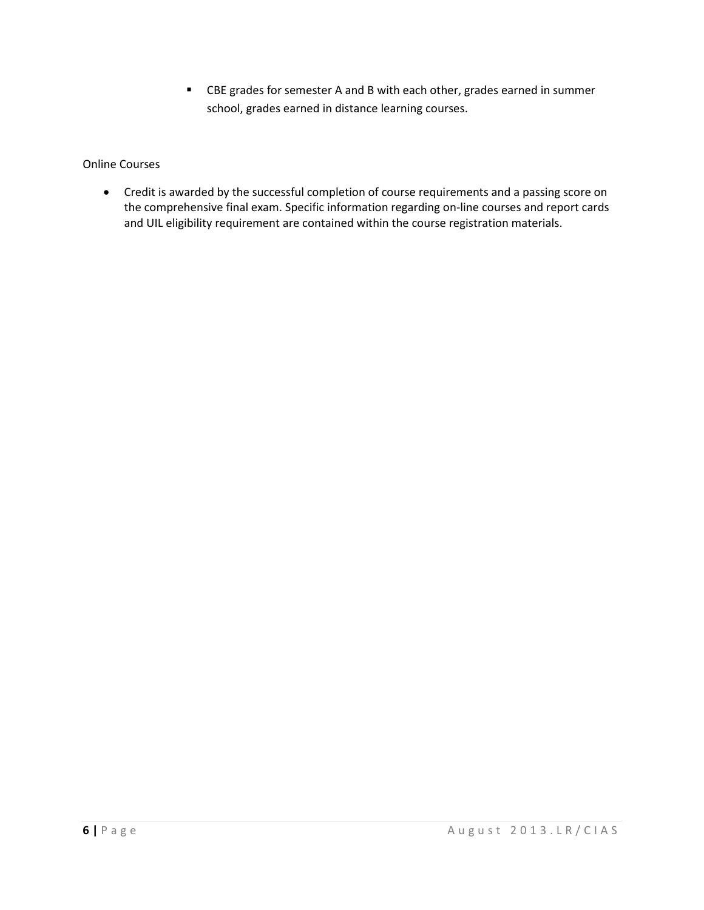- CBE grades for semester A and B with each other, grades earned in summer school, grades earned in distance learning courses.

Online Courses

- Credit is awarded by the successful completion of course requirements and a passing score on the comprehensive final exam. Specific information regarding on-line courses and report cards and UIL eligibility requirement are contained within the course registration materials.